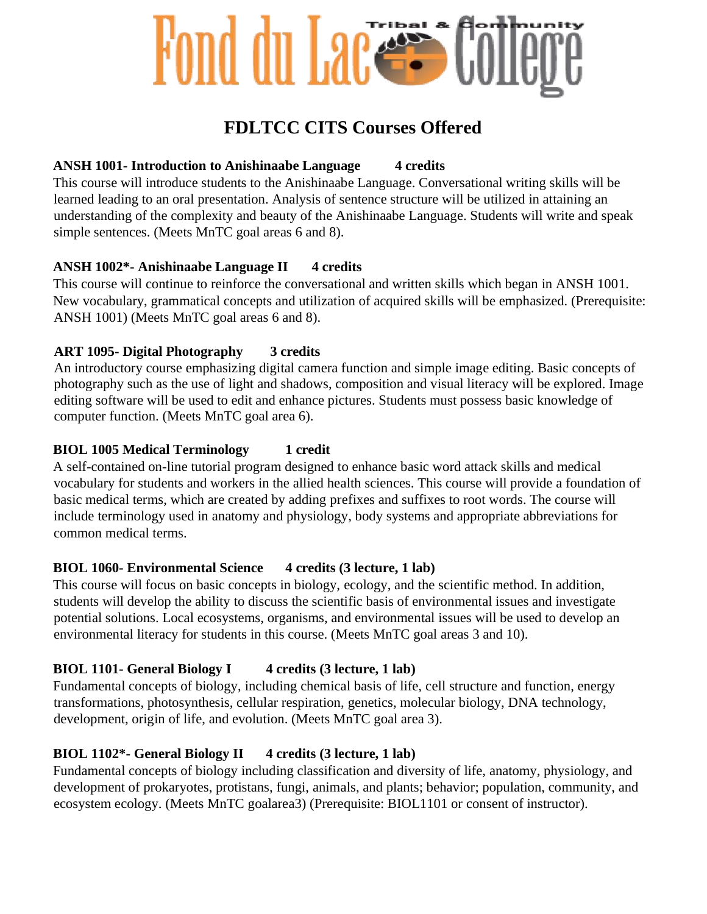# Fond du Lac Tribal & Community College

## FDLTCC CITS Courses Offered

**ANSH 1001- Introduction to Anishinaabe Language 4 credits**
This course will introduce students to the Anishinaabe Language. Conversational writing skills will be learned leading to an oral presentation. Analysis of sentence structure will be utilized in attaining an understanding of the complexity and beauty of the Anishinaabe Language. Students will write and speak simple sentences. (Meets MnTC goal areas 6 and 8).

**ANSH 1002*- Anishinaabe Language II 4 credits**
This course will continue to reinforce the conversational and written skills which began in ANSH 1001. New vocabulary, grammatical concepts and utilization of acquired skills will be emphasized. (Prerequisite: ANSH 1001) (Meets MnTC goal areas 6 and 8).

**ART 1095- Digital Photography 3 credits**
An introductory course emphasizing digital camera function and simple image editing. Basic concepts of photography such as the use of light and shadows, composition and visual literacy will be explored. Image editing software will be used to edit and enhance pictures. Students must possess basic knowledge of computer function. (Meets MnTC goal area 6).

**BIOL 1005 Medical Terminology 1 credit**
A self-contained on-line tutorial program designed to enhance basic word attack skills and medical vocabulary for students and workers in the allied health sciences. This course will provide a foundation of basic medical terms, which are created by adding prefixes and suffixes to root words. The course will include terminology used in anatomy and physiology, body systems and appropriate abbreviations for common medical terms.

**BIOL 1060- Environmental Science 4 credits (3 lecture, 1 lab)**
This course will focus on basic concepts in biology, ecology, and the scientific method. In addition, students will develop the ability to discuss the scientific basis of environmental issues and investigate potential solutions. Local ecosystems, organisms, and environmental issues will be used to develop an environmental literacy for students in this course. (Meets MnTC goal areas 3 and 10).

**BIOL 1101- General Biology I 4 credits (3 lecture, 1 lab)**
Fundamental concepts of biology, including chemical basis of life, cell structure and function, energy transformations, photosynthesis, cellular respiration, genetics, molecular biology, DNA technology, development, origin of life, and evolution. (Meets MnTC goal area 3).

**BIOL 1102*- General Biology II 4 credits (3 lecture, 1 lab)**
Fundamental concepts of biology including classification and diversity of life, anatomy, physiology, and development of prokaryotes, protistans, fungi, animals, and plants; behavior; population, community, and ecosystem ecology. (Meets MnTC goalarea3) (Prerequisite: BIOL1101 or consent of instructor).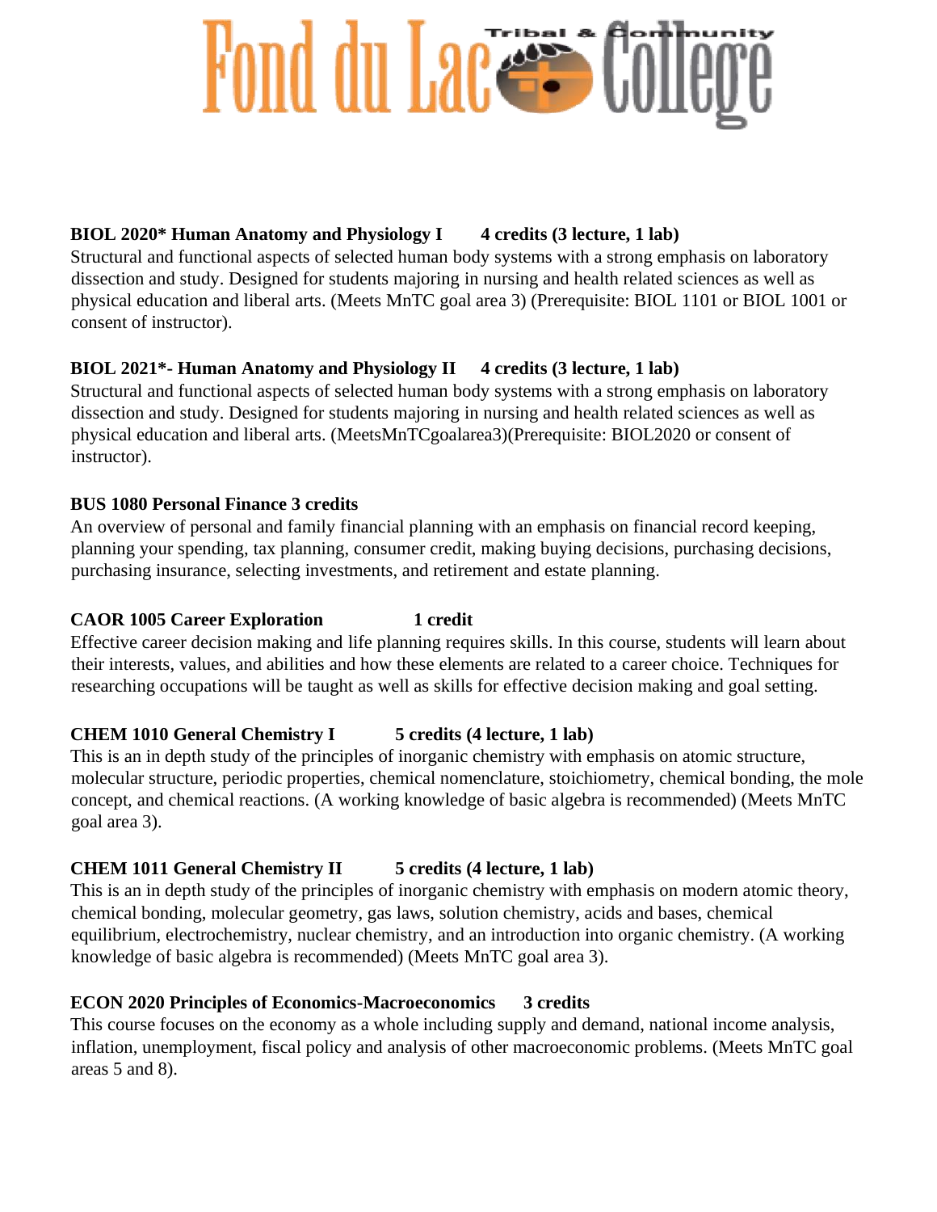# Fond du Lac Tribal & Community College

**BIOL 2020* Human Anatomy and Physiology I 4 credits (3 lecture, 1 lab)**
Structural and functional aspects of selected human body systems with a strong emphasis on laboratory dissection and study. Designed for students majoring in nursing and health related sciences as well as physical education and liberal arts. (Meets MnTC goal area 3) (Prerequisite: BIOL 1101 or BIOL 1001 or consent of instructor).

**BIOL 2021*- Human Anatomy and Physiology II 4 credits (3 lecture, 1 lab)**
Structural and functional aspects of selected human body systems with a strong emphasis on laboratory dissection and study. Designed for students majoring in nursing and health related sciences as well as physical education and liberal arts. (MeetsMnTCgoalarea3)(Prerequisite: BIOL2020 or consent of instructor).

**BUS 1080 Personal Finance 3 credits**
An overview of personal and family financial planning with an emphasis on financial record keeping, planning your spending, tax planning, consumer credit, making buying decisions, purchasing decisions, purchasing insurance, selecting investments, and retirement and estate planning.

**CAOR 1005 Career Exploration 1 credit**
Effective career decision making and life planning requires skills. In this course, students will learn about their interests, values, and abilities and how these elements are related to a career choice. Techniques for researching occupations will be taught as well as skills for effective decision making and goal setting.

**CHEM 1010 General Chemistry I 5 credits (4 lecture, 1 lab)**
This is an in depth study of the principles of inorganic chemistry with emphasis on atomic structure, molecular structure, periodic properties, chemical nomenclature, stoichiometry, chemical bonding, the mole concept, and chemical reactions. (A working knowledge of basic algebra is recommended) (Meets MnTC goal area 3).

**CHEM 1011 General Chemistry II 5 credits (4 lecture, 1 lab)**
This is an in depth study of the principles of inorganic chemistry with emphasis on modern atomic theory, chemical bonding, molecular geometry, gas laws, solution chemistry, acids and bases, chemical equilibrium, electrochemistry, nuclear chemistry, and an introduction into organic chemistry. (A working knowledge of basic algebra is recommended) (Meets MnTC goal area 3).

**ECON 2020 Principles of Economics-Macroeconomics 3 credits**
This course focuses on the economy as a whole including supply and demand, national income analysis, inflation, unemployment, fiscal policy and analysis of other macroeconomic problems. (Meets MnTC goal areas 5 and 8).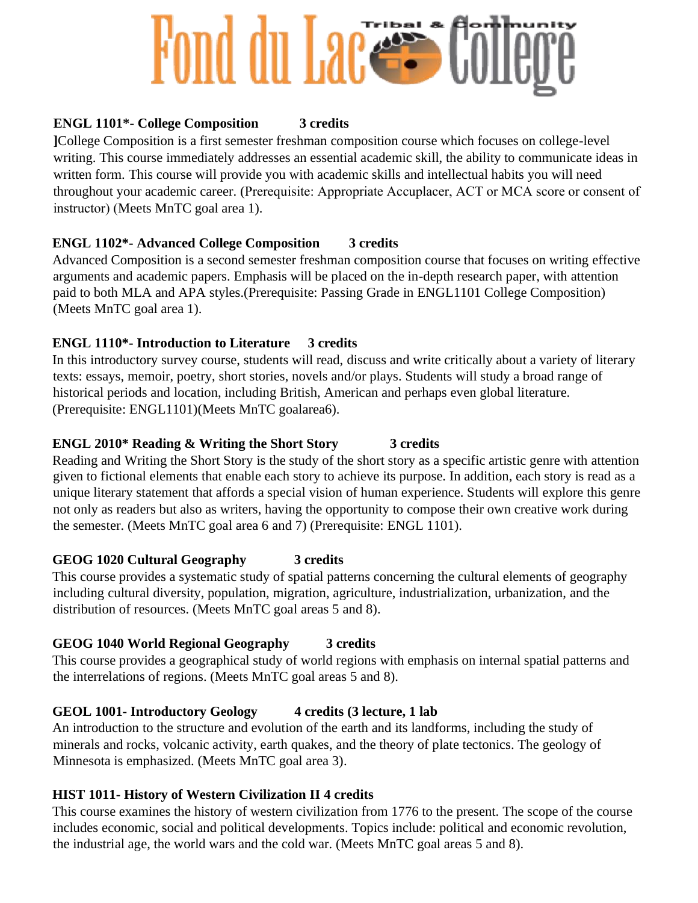# Fond du Lac Tribal & Community College

**ENGL 1101*- College Composition 3 credits**

]College Composition is a first semester freshman composition course which focuses on college-level writing. This course immediately addresses an essential academic skill, the ability to communicate ideas in written form. This course will provide you with academic skills and intellectual habits you will need throughout your academic career. (Prerequisite: Appropriate Accuplacer, ACT or MCA score or consent of instructor) (Meets MnTC goal area 1).

**ENGL 1102*- Advanced College Composition 3 credits**

Advanced Composition is a second semester freshman composition course that focuses on writing effective arguments and academic papers. Emphasis will be placed on the in-depth research paper, with attention paid to both MLA and APA styles.(Prerequisite: Passing Grade in ENGL1101 College Composition) (Meets MnTC goal area 1).

**ENGL 1110*- Introduction to Literature 3 credits**

In this introductory survey course, students will read, discuss and write critically about a variety of literary texts: essays, memoir, poetry, short stories, novels and/or plays. Students will study a broad range of historical periods and location, including British, American and perhaps even global literature. (Prerequisite: ENGL1101)(Meets MnTC goalarea6).

**ENGL 2010* Reading & Writing the Short Story 3 credits**

Reading and Writing the Short Story is the study of the short story as a specific artistic genre with attention given to fictional elements that enable each story to achieve its purpose. In addition, each story is read as a unique literary statement that affords a special vision of human experience. Students will explore this genre not only as readers but also as writers, having the opportunity to compose their own creative work during the semester. (Meets MnTC goal area 6 and 7) (Prerequisite: ENGL 1101).

**GEOG 1020 Cultural Geography 3 credits**

This course provides a systematic study of spatial patterns concerning the cultural elements of geography including cultural diversity, population, migration, agriculture, industrialization, urbanization, and the distribution of resources. (Meets MnTC goal areas 5 and 8).

**GEOG 1040 World Regional Geography 3 credits**

This course provides a geographical study of world regions with emphasis on internal spatial patterns and the interrelations of regions. (Meets MnTC goal areas 5 and 8).

**GEOL 1001- Introductory Geology 4 credits (3 lecture, 1 lab**

An introduction to the structure and evolution of the earth and its landforms, including the study of minerals and rocks, volcanic activity, earth quakes, and the theory of plate tectonics. The geology of Minnesota is emphasized. (Meets MnTC goal area 3).

**HIST 1011- History of Western Civilization II 4 credits**

This course examines the history of western civilization from 1776 to the present. The scope of the course includes economic, social and political developments. Topics include: political and economic revolution, the industrial age, the world wars and the cold war. (Meets MnTC goal areas 5 and 8).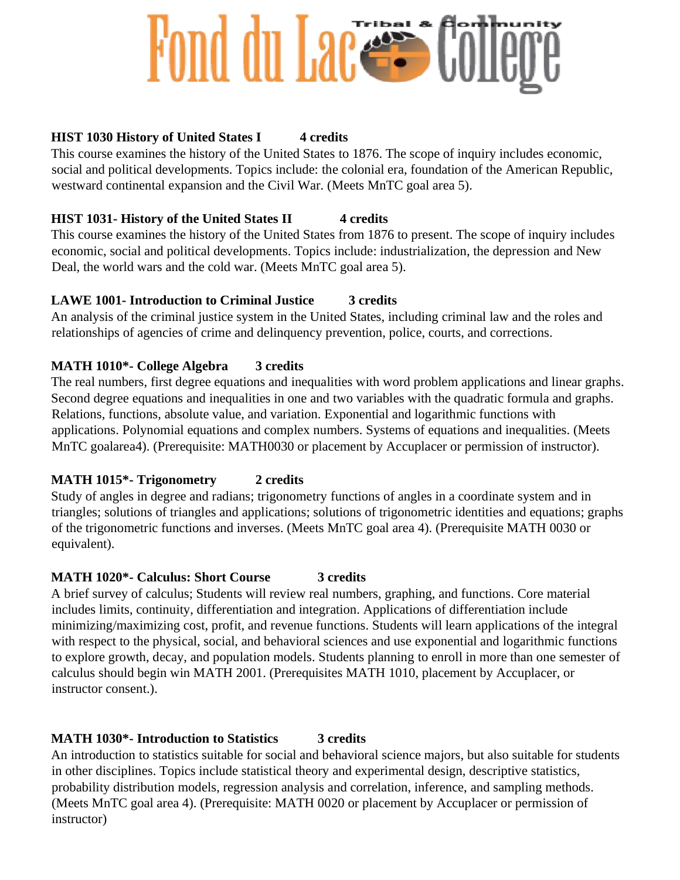**HIST 1030 History of United States I 4 credits**

This course examines the history of the United States to 1876. The scope of inquiry includes economic, social and political developments. Topics include: the colonial era, foundation of the American Republic, westward continental expansion and the Civil War. (Meets MnTC goal area 5).

**HIST 1031- History of the United States II 4 credits**

This course examines the history of the United States from 1876 to present. The scope of inquiry includes economic, social and political developments. Topics include: industrialization, the depression and New Deal, the world wars and the cold war. (Meets MnTC goal area 5).

**LAWE 1001- Introduction to Criminal Justice 3 credits**

An analysis of the criminal justice system in the United States, including criminal law and the roles and relationships of agencies of crime and delinquency prevention, police, courts, and corrections.

**MATH 1010*- College Algebra 3 credits**

The real numbers, first degree equations and inequalities with word problem applications and linear graphs. Second degree equations and inequalities in one and two variables with the quadratic formula and graphs. Relations, functions, absolute value, and variation. Exponential and logarithmic functions with applications. Polynomial equations and complex numbers. Systems of equations and inequalities. (Meets MnTC goalarea4). (Prerequisite: MATH0030 or placement by Accuplacer or permission of instructor).

**MATH 1015*- Trigonometry 2 credits**

Study of angles in degree and radians; trigonometry functions of angles in a coordinate system and in triangles; solutions of triangles and applications; solutions of trigonometric identities and equations; graphs of the trigonometric functions and inverses. (Meets MnTC goal area 4). (Prerequisite MATH 0030 or equivalent).

**MATH 1020*- Calculus: Short Course 3 credits**

A brief survey of calculus; Students will review real numbers, graphing, and functions. Core material includes limits, continuity, differentiation and integration. Applications of differentiation include minimizing/maximizing cost, profit, and revenue functions. Students will learn applications of the integral with respect to the physical, social, and behavioral sciences and use exponential and logarithmic functions to explore growth, decay, and population models. Students planning to enroll in more than one semester of calculus should begin win MATH 2001. (Prerequisites MATH 1010, placement by Accuplacer, or instructor consent.).

**MATH 1030*- Introduction to Statistics 3 credits**

An introduction to statistics suitable for social and behavioral science majors, but also suitable for students in other disciplines. Topics include statistical theory and experimental design, descriptive statistics, probability distribution models, regression analysis and correlation, inference, and sampling methods. (Meets MnTC goal area 4). (Prerequisite: MATH 0020 or placement by Accuplacer or permission of instructor)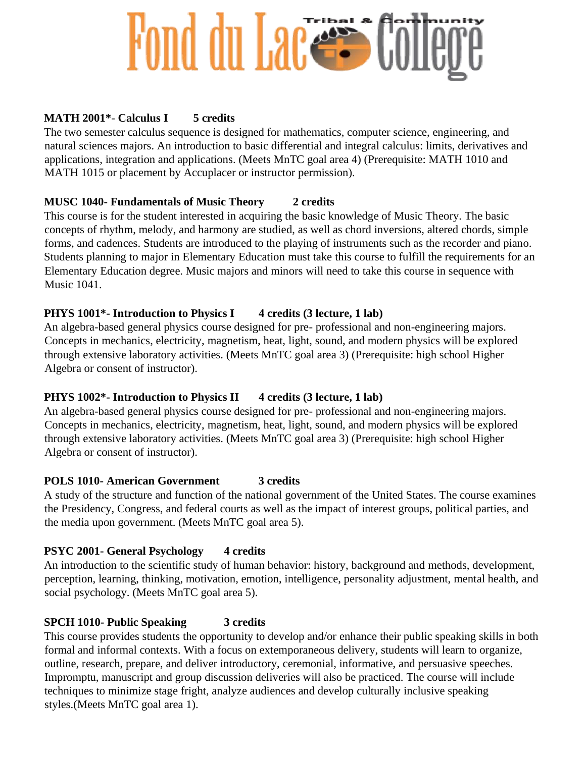Fond du Lac Tribal & Community College

**MATH 2001*- Calculus I  5 credits**
The two semester calculus sequence is designed for mathematics, computer science, engineering, and natural sciences majors. An introduction to basic differential and integral calculus: limits, derivatives and applications, integration and applications. (Meets MnTC goal area 4) (Prerequisite: MATH 1010 and MATH 1015 or placement by Accuplacer or instructor permission).

**MUSC 1040- Fundamentals of Music Theory  2 credits**
This course is for the student interested in acquiring the basic knowledge of Music Theory. The basic concepts of rhythm, melody, and harmony are studied, as well as chord inversions, altered chords, simple forms, and cadences. Students are introduced to the playing of instruments such as the recorder and piano. Students planning to major in Elementary Education must take this course to fulfill the requirements for an Elementary Education degree. Music majors and minors will need to take this course in sequence with Music 1041.

**PHYS 1001*- Introduction to Physics I  4 credits (3 lecture, 1 lab)**
An algebra-based general physics course designed for pre- professional and non-engineering majors. Concepts in mechanics, electricity, magnetism, heat, light, sound, and modern physics will be explored through extensive laboratory activities. (Meets MnTC goal area 3) (Prerequisite: high school Higher Algebra or consent of instructor).

**PHYS 1002*- Introduction to Physics II  4 credits (3 lecture, 1 lab)**
An algebra-based general physics course designed for pre- professional and non-engineering majors. Concepts in mechanics, electricity, magnetism, heat, light, sound, and modern physics will be explored through extensive laboratory activities. (Meets MnTC goal area 3) (Prerequisite: high school Higher Algebra or consent of instructor).

**POLS 1010- American Government  3 credits**
A study of the structure and function of the national government of the United States. The course examines the Presidency, Congress, and federal courts as well as the impact of interest groups, political parties, and the media upon government. (Meets MnTC goal area 5).

**PSYC 2001- General Psychology  4 credits**
An introduction to the scientific study of human behavior: history, background and methods, development, perception, learning, thinking, motivation, emotion, intelligence, personality adjustment, mental health, and social psychology. (Meets MnTC goal area 5).

**SPCH 1010- Public Speaking  3 credits**
This course provides students the opportunity to develop and/or enhance their public speaking skills in both formal and informal contexts. With a focus on extemporaneous delivery, students will learn to organize, outline, research, prepare, and deliver introductory, ceremonial, informative, and persuasive speeches. Impromptu, manuscript and group discussion deliveries will also be practiced. The course will include techniques to minimize stage fright, analyze audiences and develop culturally inclusive speaking styles.(Meets MnTC goal area 1).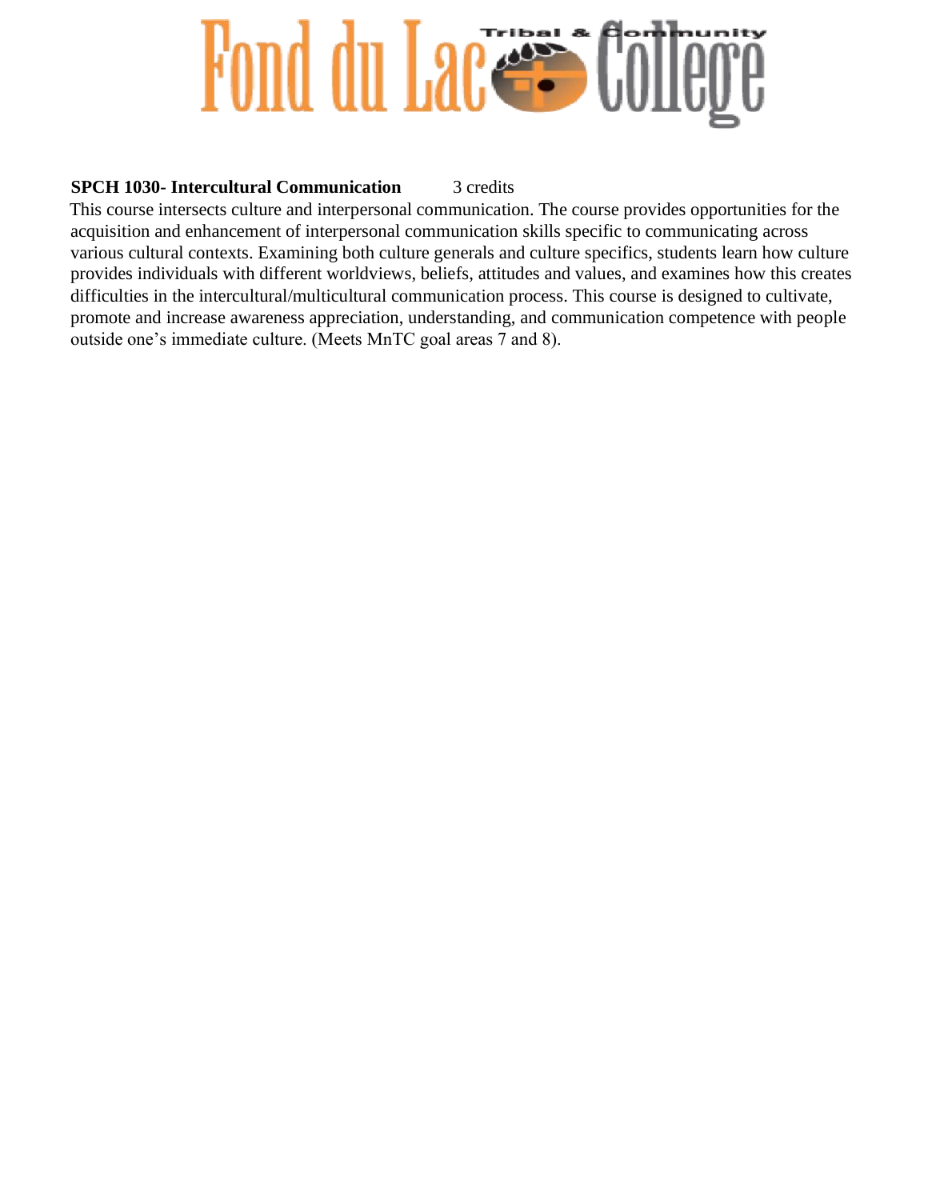**SPCH 1030- Intercultural Communication** 3 credits

This course intersects culture and interpersonal communication. The course provides opportunities for the acquisition and enhancement of interpersonal communication skills specific to communicating across various cultural contexts. Examining both culture generals and culture specifics, students learn how culture provides individuals with different worldviews, beliefs, attitudes and values, and examines how this creates difficulties in the intercultural/multicultural communication process. This course is designed to cultivate, promote and increase awareness appreciation, understanding, and communication competence with people outside one's immediate culture. (Meets MnTC goal areas 7 and 8).